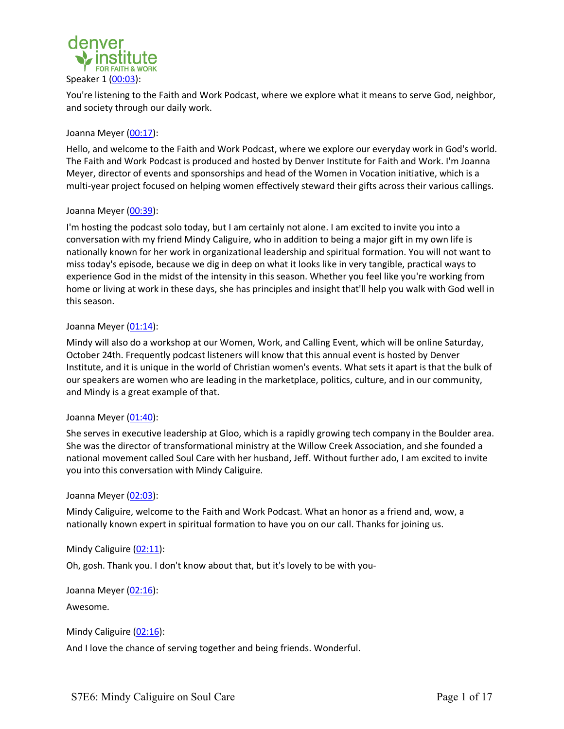Speaker 1 (00:03):

You're listening to the Faith and Work Podcast, where we explore what it means to serve God, neighbor, and society through our daily work.

Joanna Meyer (00:17):

Hello, and welcome to the Faith and Work Podcast, where we explore our everyday work in God's world. The Faith and Work Podcast is produced and hosted by Denver Institute for Faith and Work. I'm Joanna Meyer, director of events and sponsorships and head of the Women in Vocation initiative, which is a multi-year project focused on helping women effectively steward their gifts across their various callings.

Joanna Meyer (00:39):

I'm hosting the podcast solo today, but I am certainly not alone. I am excited to invite you into a conversation with my friend Mindy Caliguire, who in addition to being a major gift in my own life is nationally known for her work in organizational leadership and spiritual formation. You will not want to miss today's episode, because we dig in deep on what it looks like in very tangible, practical ways to experience God in the midst of the intensity in this season. Whether you feel like you're working from home or living at work in these days, she has principles and insight that'll help you walk with God well in this season.

Joanna Meyer (01:14):

Mindy will also do a workshop at our Women, Work, and Calling Event, which will be online Saturday, October 24th. Frequently podcast listeners will know that this annual event is hosted by Denver Institute, and it is unique in the world of Christian women's events. What sets it apart is that the bulk of our speakers are women who are leading in the marketplace, politics, culture, and in our community, and Mindy is a great example of that.

Joanna Meyer (01:40):

She serves in executive leadership at Gloo, which is a rapidly growing tech company in the Boulder area. She was the director of transformational ministry at the Willow Creek Association, and she founded a national movement called Soul Care with her husband, Jeff. Without further ado, I am excited to invite you into this conversation with Mindy Caliguire.

Joanna Meyer (02:03):

Mindy Caliguire, welcome to the Faith and Work Podcast. What an honor as a friend and, wow, a nationally known expert in spiritual formation to have you on our call. Thanks for joining us.

Mindy Caliguire (02:11):

Oh, gosh. Thank you. I don't know about that, but it's lovely to be with you-

Joanna Meyer (02:16):

Awesome.

Mindy Caliguire (02:16):

And I love the chance of serving together and being friends. Wonderful.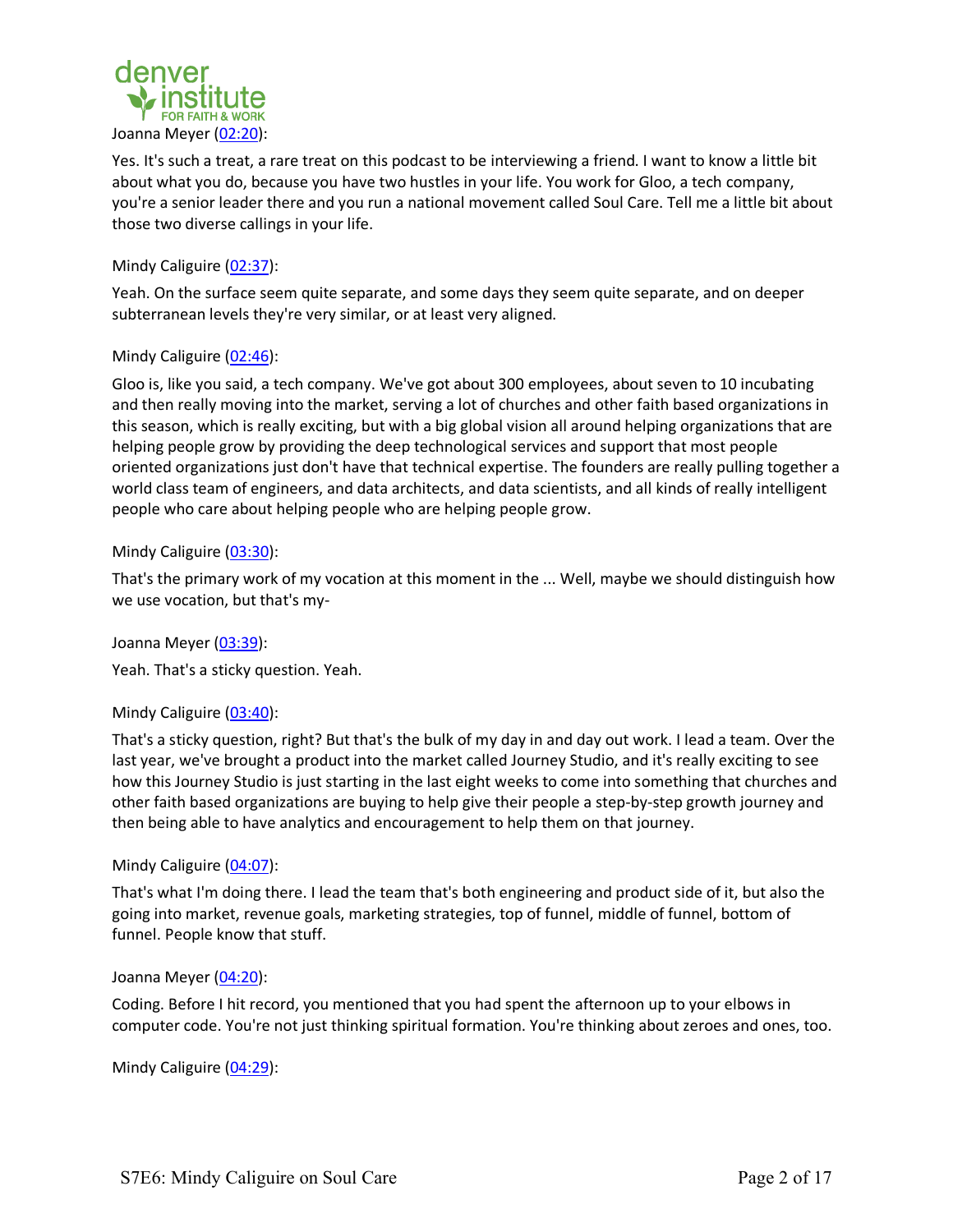Joanna Meyer ([02:20](#)):

Yes. It's such a treat, a rare treat on this podcast to be interviewing a friend. I want to know a little bit about what you do, because you have two hustles in your life. You work for Gloo, a tech company, you're a senior leader there and you run a national movement called Soul Care. Tell me a little bit about those two diverse callings in your life.

Mindy Caliguire ([02:37](#)):

Yeah. On the surface seem quite separate, and some days they seem quite separate, and on deeper subterranean levels they're very similar, or at least very aligned.

Mindy Caliguire ([02:46](#)):

Gloo is, like you said, a tech company. We've got about 300 employees, about seven to 10 incubating and then really moving into the market, serving a lot of churches and other faith based organizations in this season, which is really exciting, but with a big global vision all around helping organizations that are helping people grow by providing the deep technological services and support that most people oriented organizations just don't have that technical expertise. The founders are really pulling together a world class team of engineers, and data architects, and data scientists, and all kinds of really intelligent people who care about helping people who are helping people grow.

Mindy Caliguire ([03:30](#)):

That's the primary work of my vocation at this moment in the ... Well, maybe we should distinguish how we use vocation, but that's my-

Joanna Meyer ([03:39](#)):

Yeah. That's a sticky question. Yeah.

Mindy Caliguire ([03:40](#)):

That's a sticky question, right? But that's the bulk of my day in and day out work. I lead a team. Over the last year, we've brought a product into the market called Journey Studio, and it's really exciting to see how this Journey Studio is just starting in the last eight weeks to come into something that churches and other faith based organizations are buying to help give their people a step-by-step growth journey and then being able to have analytics and encouragement to help them on that journey.

Mindy Caliguire ([04:07](#)):

That's what I'm doing there. I lead the team that's both engineering and product side of it, but also the going into market, revenue goals, marketing strategies, top of funnel, middle of funnel, bottom of funnel. People know that stuff.

Joanna Meyer ([04:20](#)):

Coding. Before I hit record, you mentioned that you had spent the afternoon up to your elbows in computer code. You're not just thinking spiritual formation. You're thinking about zeroes and ones, too.

Mindy Caliguire ([04:29](#)):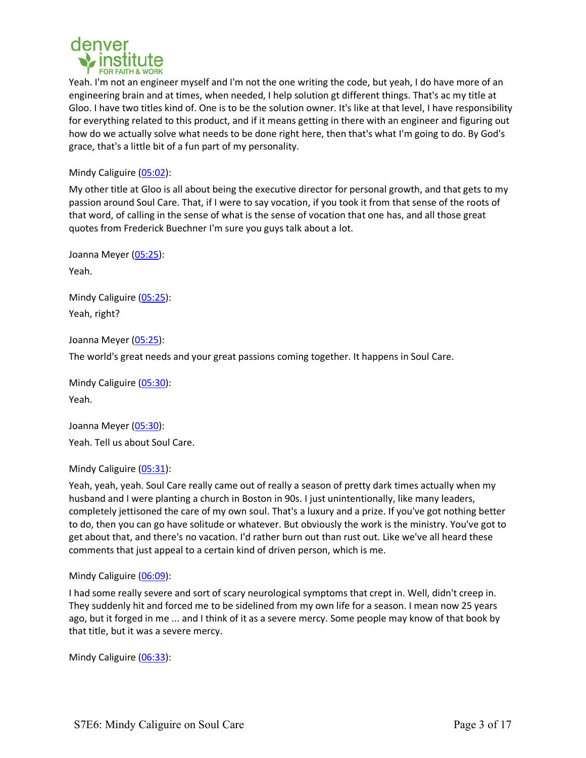Yeah. I'm not an engineer myself and I'm not the one writing the code, but yeah, I do have more of an engineering brain and at times, when needed, I help solution gt different things. That's ac my title at Gloo. I have two titles kind of. One is to be the solution owner. It's like at that level, I have responsibility for everything related to this product, and if it means getting in there with an engineer and figuring out how do we actually solve what needs to be done right here, then that's what I'm going to do. By God's grace, that's a little bit of a fun part of my personality.

Mindy Caliguire ([05:02](#)):

My other title at Gloo is all about being the executive director for personal growth, and that gets to my passion around Soul Care. That, if I were to say vocation, if you took it from that sense of the roots of that word, of calling in the sense of what is the sense of vocation that one has, and all those great quotes from Frederick Buechner I'm sure you guys talk about a lot.

Joanna Meyer ([05:25](#)):

Yeah.

Mindy Caliguire ([05:25](#)):

Yeah, right?

Joanna Meyer ([05:25](#)):

The world's great needs and your great passions coming together. It happens in Soul Care.

Mindy Caliguire ([05:30](#)):

Yeah.

Joanna Meyer ([05:30](#)):

Yeah. Tell us about Soul Care.

Mindy Caliguire ([05:31](#)):

Yeah, yeah, yeah. Soul Care really came out of really a season of pretty dark times actually when my husband and I were planting a church in Boston in 90s. I just unintentionally, like many leaders, completely jettisoned the care of my own soul. That's a luxury and a prize. If you've got nothing better to do, then you can go have solitude or whatever. But obviously the work is the ministry. You've got to get about that, and there's no vacation. I'd rather burn out than rust out. Like we've all heard these comments that just appeal to a certain kind of driven person, which is me.

Mindy Caliguire ([06:09](#)):

I had some really severe and sort of scary neurological symptoms that crept in. Well, didn't creep in. They suddenly hit and forced me to be sidelined from my own life for a season. I mean now 25 years ago, but it forged in me ... and I think of it as a severe mercy. Some people may know of that book by that title, but it was a severe mercy.

Mindy Caliguire ([06:33](#)):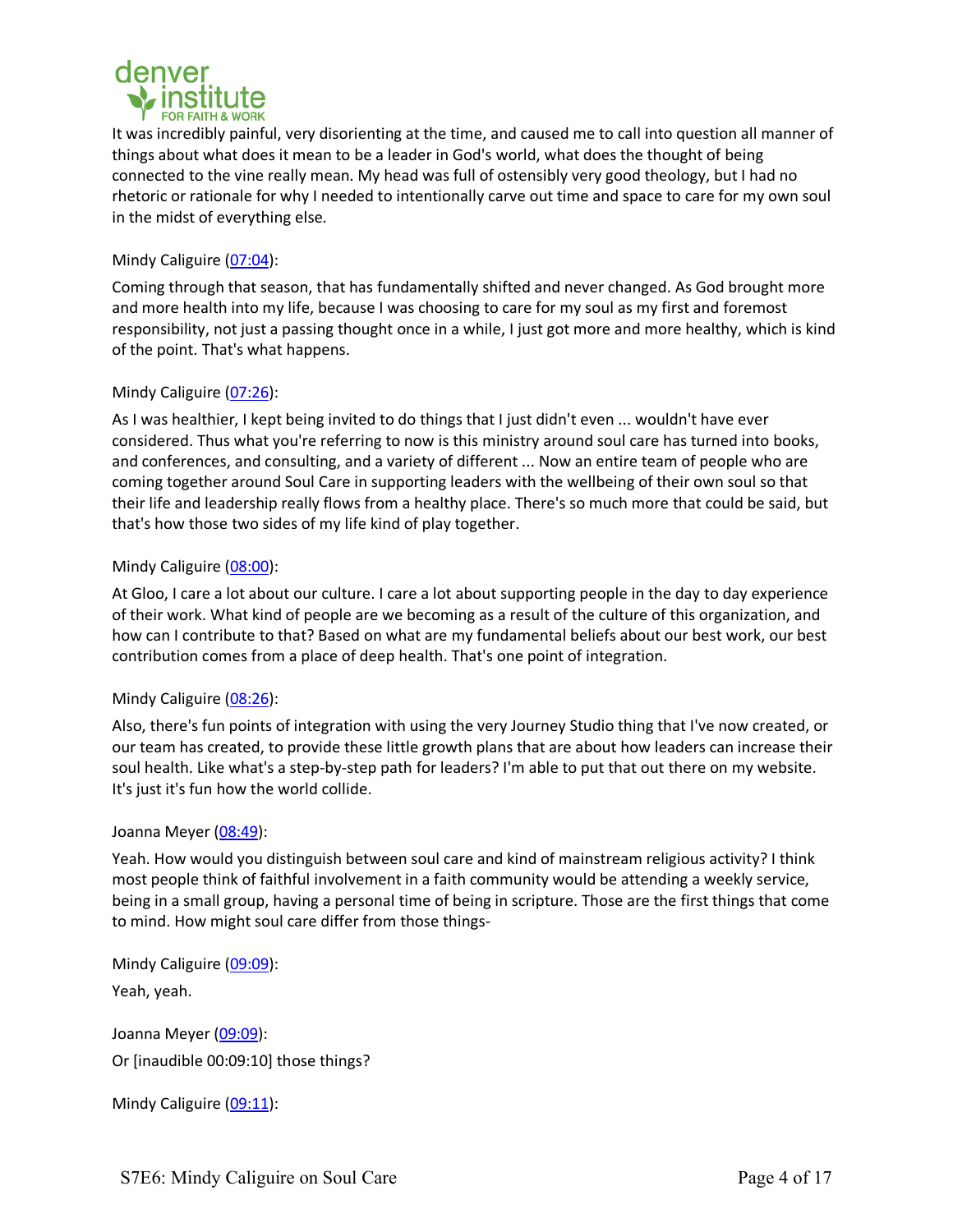It was incredibly painful, very disorienting at the time, and caused me to call into question all manner of things about what does it mean to be a leader in God's world, what does the thought of being connected to the vine really mean. My head was full of ostensibly very good theology, but I had no rhetoric or rationale for why I needed to intentionally carve out time and space to care for my own soul in the midst of everything else.

Mindy Caliguire (07:04):

Coming through that season, that has fundamentally shifted and never changed. As God brought more and more health into my life, because I was choosing to care for my soul as my first and foremost responsibility, not just a passing thought once in a while, I just got more and more healthy, which is kind of the point. That's what happens.

Mindy Caliguire (07:26):

As I was healthier, I kept being invited to do things that I just didn't even ... wouldn't have ever considered. Thus what you're referring to now is this ministry around soul care has turned into books, and conferences, and consulting, and a variety of different ... Now an entire team of people who are coming together around Soul Care in supporting leaders with the wellbeing of their own soul so that their life and leadership really flows from a healthy place. There's so much more that could be said, but that's how those two sides of my life kind of play together.

Mindy Caliguire (08:00):

At Gloo, I care a lot about our culture. I care a lot about supporting people in the day to day experience of their work. What kind of people are we becoming as a result of the culture of this organization, and how can I contribute to that? Based on what are my fundamental beliefs about our best work, our best contribution comes from a place of deep health. That's one point of integration.

Mindy Caliguire (08:26):

Also, there's fun points of integration with using the very Journey Studio thing that I've now created, or our team has created, to provide these little growth plans that are about how leaders can increase their soul health. Like what's a step-by-step path for leaders? I'm able to put that out there on my website. It's just it's fun how the world collide.

Joanna Meyer (08:49):

Yeah. How would you distinguish between soul care and kind of mainstream religious activity? I think most people think of faithful involvement in a faith community would be attending a weekly service, being in a small group, having a personal time of being in scripture. Those are the first things that come to mind. How might soul care differ from those things-

Mindy Caliguire (09:09):

Yeah, yeah.

Joanna Meyer (09:09):

Or [inaudible 00:09:10] those things?

Mindy Caliguire (09:11):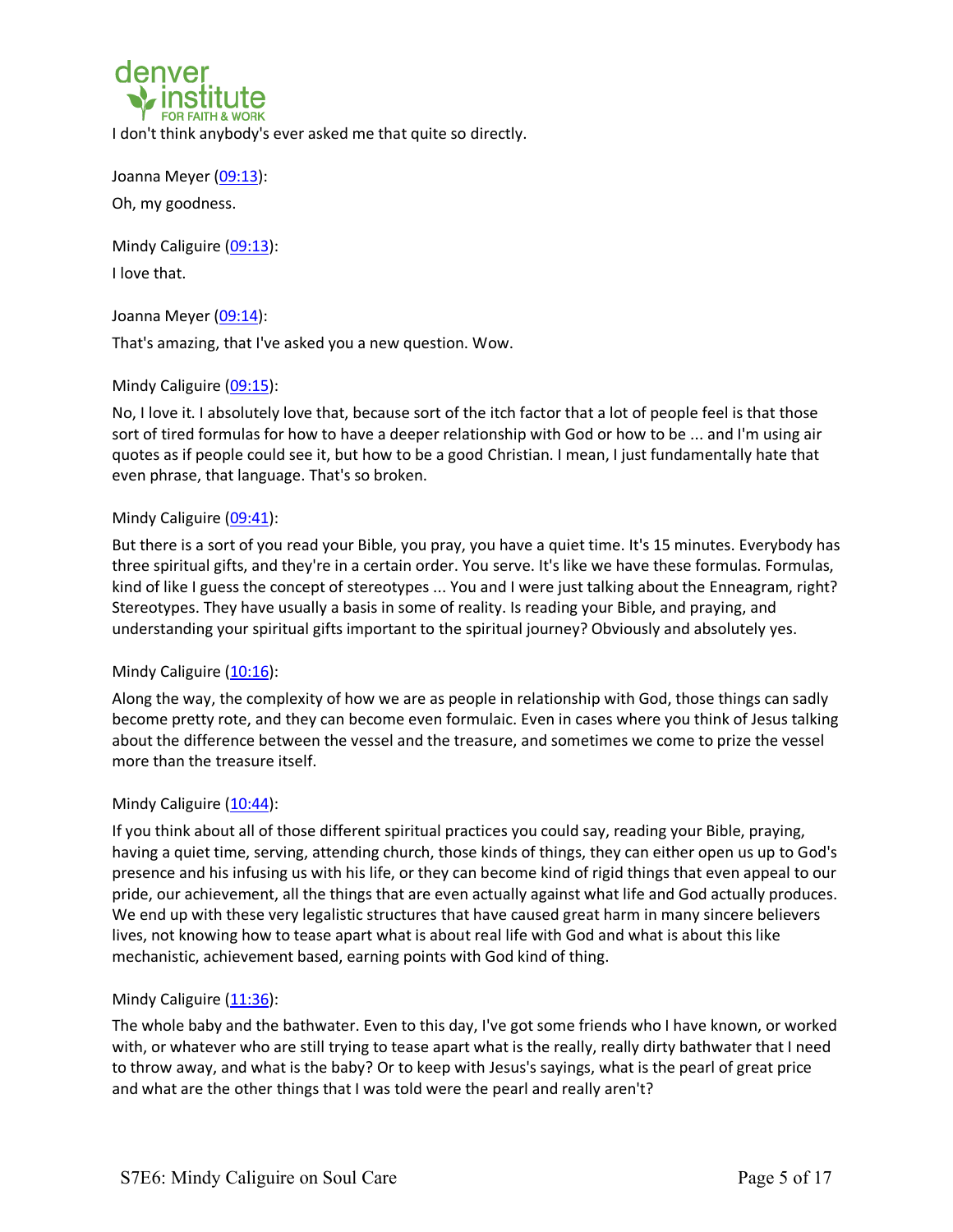I don't think anybody's ever asked me that quite so directly.

Joanna Meyer (09:13):

Oh, my goodness.

Mindy Caliguire (09:13):

I love that.

Joanna Meyer (09:14):

That's amazing, that I've asked you a new question. Wow.

Mindy Caliguire (09:15):

No, I love it. I absolutely love that, because sort of the itch factor that a lot of people feel is that those sort of tired formulas for how to have a deeper relationship with God or how to be ... and I'm using air quotes as if people could see it, but how to be a good Christian. I mean, I just fundamentally hate that even phrase, that language. That's so broken.

Mindy Caliguire (09:41):

But there is a sort of you read your Bible, you pray, you have a quiet time. It's 15 minutes. Everybody has three spiritual gifts, and they're in a certain order. You serve. It's like we have these formulas. Formulas, kind of like I guess the concept of stereotypes ... You and I were just talking about the Enneagram, right? Stereotypes. They have usually a basis in some of reality. Is reading your Bible, and praying, and understanding your spiritual gifts important to the spiritual journey? Obviously and absolutely yes.

Mindy Caliguire (10:16):

Along the way, the complexity of how we are as people in relationship with God, those things can sadly become pretty rote, and they can become even formulaic. Even in cases where you think of Jesus talking about the difference between the vessel and the treasure, and sometimes we come to prize the vessel more than the treasure itself.

Mindy Caliguire (10:44):

If you think about all of those different spiritual practices you could say, reading your Bible, praying, having a quiet time, serving, attending church, those kinds of things, they can either open us up to God's presence and his infusing us with his life, or they can become kind of rigid things that even appeal to our pride, our achievement, all the things that are even actually against what life and God actually produces. We end up with these very legalistic structures that have caused great harm in many sincere believers lives, not knowing how to tease apart what is about real life with God and what is about this like mechanistic, achievement based, earning points with God kind of thing.

Mindy Caliguire (11:36):

The whole baby and the bathwater. Even to this day, I've got some friends who I have known, or worked with, or whatever who are still trying to tease apart what is the really, really dirty bathwater that I need to throw away, and what is the baby? Or to keep with Jesus's sayings, what is the pearl of great price and what are the other things that I was told were the pearl and really aren't?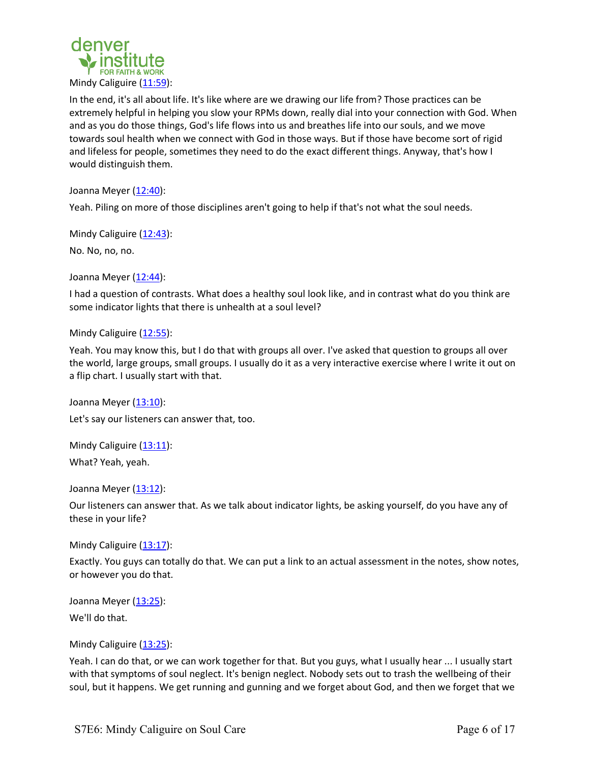Mindy Caliguire ([11:59](#)):

In the end, it's all about life. It's like where are we drawing our life from? Those practices can be extremely helpful in helping you slow your RPMs down, really dial into your connection with God. When and as you do those things, God's life flows into us and breathes life into our souls, and we move towards soul health when we connect with God in those ways. But if those have become sort of rigid and lifeless for people, sometimes they need to do the exact different things. Anyway, that's how I would distinguish them.

Joanna Meyer ([12:40](#)):

Yeah. Piling on more of those disciplines aren't going to help if that's not what the soul needs.

Mindy Caliguire ([12:43](#)):

No. No, no, no.

Joanna Meyer ([12:44](#)):

I had a question of contrasts. What does a healthy soul look like, and in contrast what do you think are some indicator lights that there is unhealth at a soul level?

Mindy Caliguire ([12:55](#)):

Yeah. You may know this, but I do that with groups all over. I've asked that question to groups all over the world, large groups, small groups. I usually do it as a very interactive exercise where I write it out on a flip chart. I usually start with that.

Joanna Meyer ([13:10](#)):

Let's say our listeners can answer that, too.

Mindy Caliguire ([13:11](#)):

What? Yeah, yeah.

Joanna Meyer ([13:12](#)):

Our listeners can answer that. As we talk about indicator lights, be asking yourself, do you have any of these in your life?

Mindy Caliguire ([13:17](#)):

Exactly. You guys can totally do that. We can put a link to an actual assessment in the notes, show notes, or however you do that.

Joanna Meyer ([13:25](#)):

We'll do that.

Mindy Caliguire ([13:25](#)):

Yeah. I can do that, or we can work together for that. But you guys, what I usually hear ... I usually start with that symptoms of soul neglect. It's benign neglect. Nobody sets out to trash the wellbeing of their soul, but it happens. We get running and gunning and we forget about God, and then we forget that we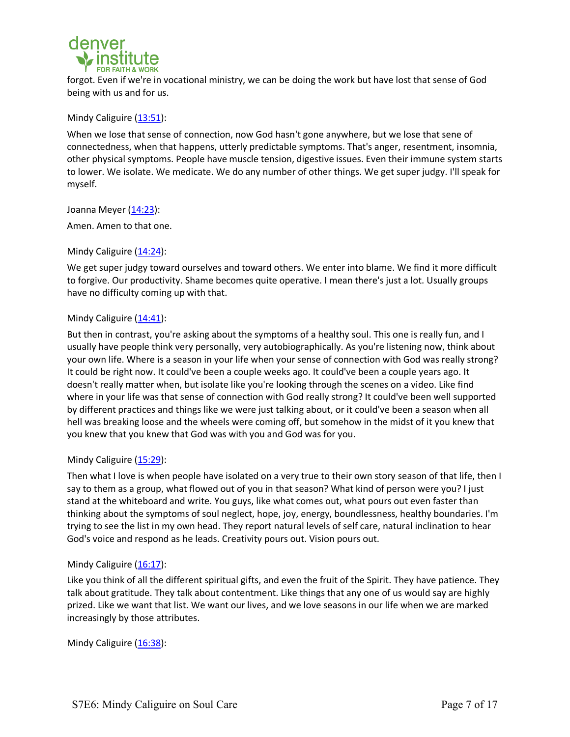forgot. Even if we're in vocational ministry, we can be doing the work but have lost that sense of God being with us and for us.

Mindy Caliguire (13:51):

When we lose that sense of connection, now God hasn't gone anywhere, but we lose that sene of connectedness, when that happens, utterly predictable symptoms. That's anger, resentment, insomnia, other physical symptoms. People have muscle tension, digestive issues. Even their immune system starts to lower. We isolate. We medicate. We do any number of other things. We get super judgy. I'll speak for myself.

Joanna Meyer (14:23):

Amen. Amen to that one.

Mindy Caliguire (14:24):

We get super judgy toward ourselves and toward others. We enter into blame. We find it more difficult to forgive. Our productivity. Shame becomes quite operative. I mean there's just a lot. Usually groups have no difficulty coming up with that.

Mindy Caliguire (14:41):

But then in contrast, you're asking about the symptoms of a healthy soul. This one is really fun, and I usually have people think very personally, very autobiographically. As you're listening now, think about your own life. Where is a season in your life when your sense of connection with God was really strong? It could be right now. It could've been a couple weeks ago. It could've been a couple years ago. It doesn't really matter when, but isolate like you're looking through the scenes on a video. Like find where in your life was that sense of connection with God really strong? It could've been well supported by different practices and things like we were just talking about, or it could've been a season when all hell was breaking loose and the wheels were coming off, but somehow in the midst of it you knew that you knew that you knew that God was with you and God was for you.

Mindy Caliguire (15:29):

Then what I love is when people have isolated on a very true to their own story season of that life, then I say to them as a group, what flowed out of you in that season? What kind of person were you? I just stand at the whiteboard and write. You guys, like what comes out, what pours out even faster than thinking about the symptoms of soul neglect, hope, joy, energy, boundlessness, healthy boundaries. I'm trying to see the list in my own head. They report natural levels of self care, natural inclination to hear God's voice and respond as he leads. Creativity pours out. Vision pours out.

Mindy Caliguire (16:17):

Like you think of all the different spiritual gifts, and even the fruit of the Spirit. They have patience. They talk about gratitude. They talk about contentment. Like things that any one of us would say are highly prized. Like we want that list. We want our lives, and we love seasons in our life when we are marked increasingly by those attributes.

Mindy Caliguire (16:38):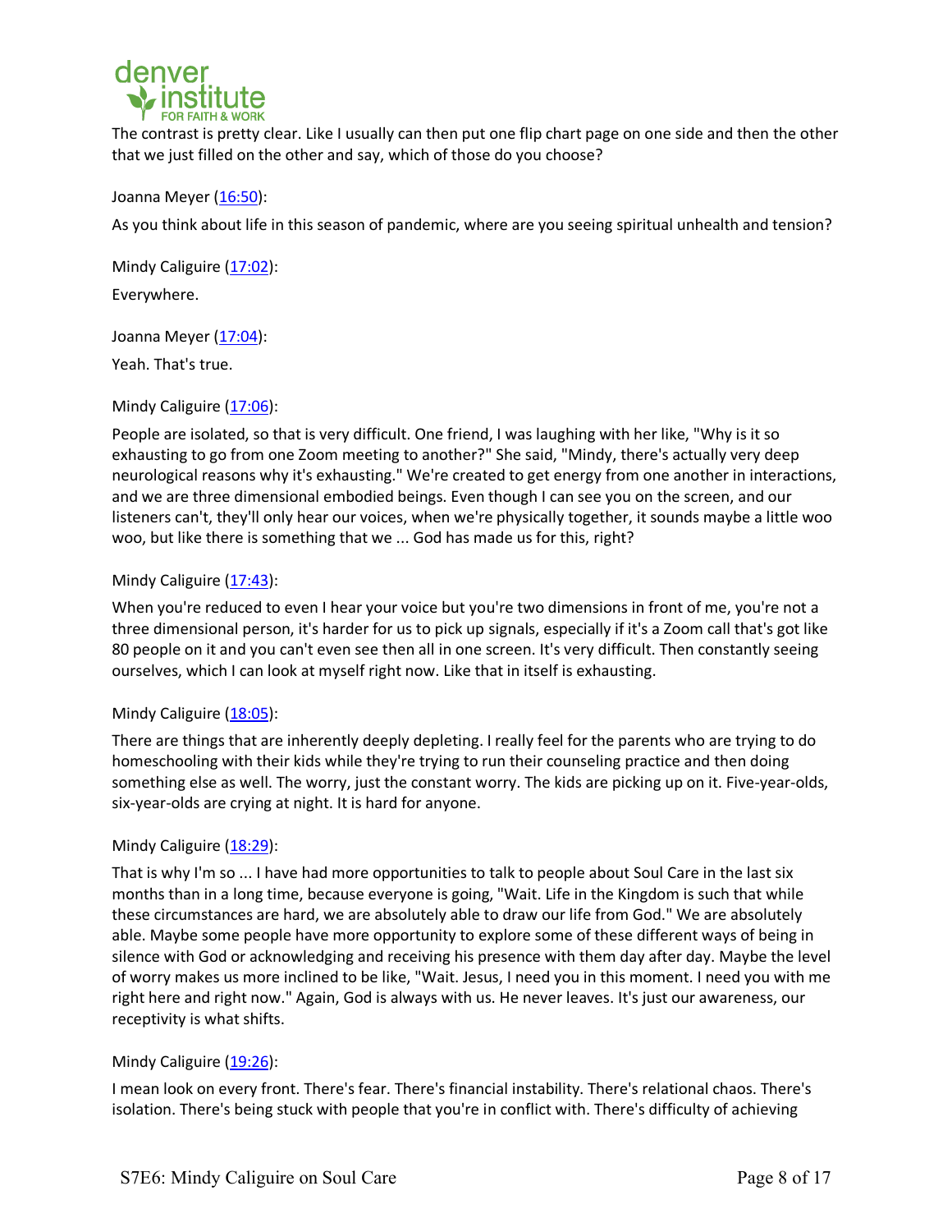The contrast is pretty clear. Like I usually can then put one flip chart page on one side and then the other that we just filled on the other and say, which of those do you choose?

Joanna Meyer (16:50):

As you think about life in this season of pandemic, where are you seeing spiritual unhealth and tension?

Mindy Caliguire (17:02):

Everywhere.

Joanna Meyer (17:04):

Yeah. That's true.

Mindy Caliguire (17:06):

People are isolated, so that is very difficult. One friend, I was laughing with her like, "Why is it so exhausting to go from one Zoom meeting to another?" She said, "Mindy, there's actually very deep neurological reasons why it's exhausting." We're created to get energy from one another in interactions, and we are three dimensional embodied beings. Even though I can see you on the screen, and our listeners can't, they'll only hear our voices, when we're physically together, it sounds maybe a little woo woo, but like there is something that we ... God has made us for this, right?

Mindy Caliguire (17:43):

When you're reduced to even I hear your voice but you're two dimensions in front of me, you're not a three dimensional person, it's harder for us to pick up signals, especially if it's a Zoom call that's got like 80 people on it and you can't even see then all in one screen. It's very difficult. Then constantly seeing ourselves, which I can look at myself right now. Like that in itself is exhausting.

Mindy Caliguire (18:05):

There are things that are inherently deeply depleting. I really feel for the parents who are trying to do homeschooling with their kids while they're trying to run their counseling practice and then doing something else as well. The worry, just the constant worry. The kids are picking up on it. Five-year-olds, six-year-olds are crying at night. It is hard for anyone.

Mindy Caliguire (18:29):

That is why I'm so ... I have had more opportunities to talk to people about Soul Care in the last six months than in a long time, because everyone is going, "Wait. Life in the Kingdom is such that while these circumstances are hard, we are absolutely able to draw our life from God." We are absolutely able. Maybe some people have more opportunity to explore some of these different ways of being in silence with God or acknowledging and receiving his presence with them day after day. Maybe the level of worry makes us more inclined to be like, "Wait. Jesus, I need you in this moment. I need you with me right here and right now." Again, God is always with us. He never leaves. It's just our awareness, our receptivity is what shifts.

Mindy Caliguire (19:26):

I mean look on every front. There's fear. There's financial instability. There's relational chaos. There's isolation. There's being stuck with people that you're in conflict with. There's difficulty of achieving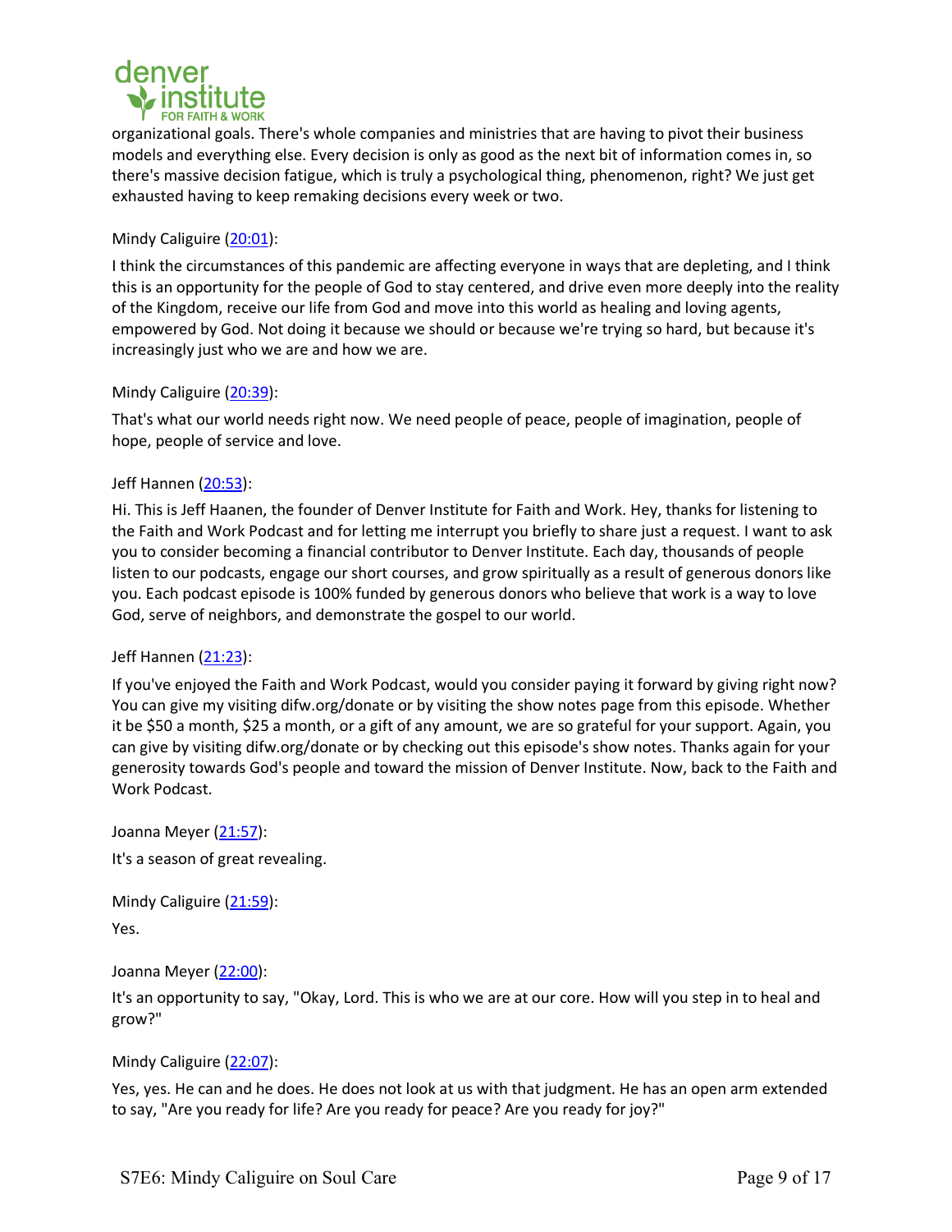organizational goals. There's whole companies and ministries that are having to pivot their business models and everything else. Every decision is only as good as the next bit of information comes in, so there's massive decision fatigue, which is truly a psychological thing, phenomenon, right? We just get exhausted having to keep remaking decisions every week or two.

Mindy Caliguire (20:01):

I think the circumstances of this pandemic are affecting everyone in ways that are depleting, and I think this is an opportunity for the people of God to stay centered, and drive even more deeply into the reality of the Kingdom, receive our life from God and move into this world as healing and loving agents, empowered by God. Not doing it because we should or because we're trying so hard, but because it's increasingly just who we are and how we are.

Mindy Caliguire (20:39):

That's what our world needs right now. We need people of peace, people of imagination, people of hope, people of service and love.

Jeff Hannen (20:53):

Hi. This is Jeff Haanen, the founder of Denver Institute for Faith and Work. Hey, thanks for listening to the Faith and Work Podcast and for letting me interrupt you briefly to share just a request. I want to ask you to consider becoming a financial contributor to Denver Institute. Each day, thousands of people listen to our podcasts, engage our short courses, and grow spiritually as a result of generous donors like you. Each podcast episode is 100% funded by generous donors who believe that work is a way to love God, serve of neighbors, and demonstrate the gospel to our world.

Jeff Hannen (21:23):

If you've enjoyed the Faith and Work Podcast, would you consider paying it forward by giving right now? You can give my visiting difw.org/donate or by visiting the show notes page from this episode. Whether it be $50 a month, $25 a month, or a gift of any amount, we are so grateful for your support. Again, you can give by visiting difw.org/donate or by checking out this episode's show notes. Thanks again for your generosity towards God's people and toward the mission of Denver Institute. Now, back to the Faith and Work Podcast.

Joanna Meyer (21:57):

It's a season of great revealing.

Mindy Caliguire (21:59):

Yes.

Joanna Meyer (22:00):

It's an opportunity to say, "Okay, Lord. This is who we are at our core. How will you step in to heal and grow?"

Mindy Caliguire (22:07):

Yes, yes. He can and he does. He does not look at us with that judgment. He has an open arm extended to say, "Are you ready for life? Are you ready for peace? Are you ready for joy?"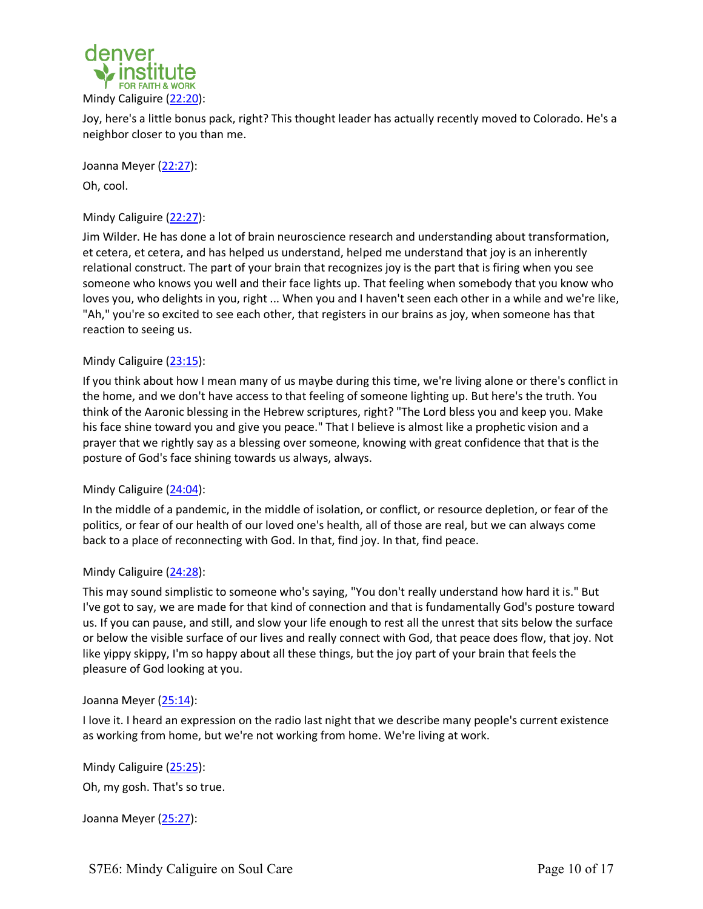Mindy Caliguire (22:20):

Joy, here's a little bonus pack, right? This thought leader has actually recently moved to Colorado. He's a neighbor closer to you than me.

Joanna Meyer (22:27):

Oh, cool.

Mindy Caliguire (22:27):

Jim Wilder. He has done a lot of brain neuroscience research and understanding about transformation, et cetera, et cetera, and has helped us understand, helped me understand that joy is an inherently relational construct. The part of your brain that recognizes joy is the part that is firing when you see someone who knows you well and their face lights up. That feeling when somebody that you know who loves you, who delights in you, right ... When you and I haven't seen each other in a while and we're like, "Ah," you're so excited to see each other, that registers in our brains as joy, when someone has that reaction to seeing us.

Mindy Caliguire (23:15):

If you think about how I mean many of us maybe during this time, we're living alone or there's conflict in the home, and we don't have access to that feeling of someone lighting up. But here's the truth. You think of the Aaronic blessing in the Hebrew scriptures, right? "The Lord bless you and keep you. Make his face shine toward you and give you peace." That I believe is almost like a prophetic vision and a prayer that we rightly say as a blessing over someone, knowing with great confidence that that is the posture of God's face shining towards us always, always.

Mindy Caliguire (24:04):

In the middle of a pandemic, in the middle of isolation, or conflict, or resource depletion, or fear of the politics, or fear of our health of our loved one's health, all of those are real, but we can always come back to a place of reconnecting with God. In that, find joy. In that, find peace.

Mindy Caliguire (24:28):

This may sound simplistic to someone who's saying, "You don't really understand how hard it is." But I've got to say, we are made for that kind of connection and that is fundamentally God's posture toward us. If you can pause, and still, and slow your life enough to rest all the unrest that sits below the surface or below the visible surface of our lives and really connect with God, that peace does flow, that joy. Not like yippy skippy, I'm so happy about all these things, but the joy part of your brain that feels the pleasure of God looking at you.

Joanna Meyer (25:14):

I love it. I heard an expression on the radio last night that we describe many people's current existence as working from home, but we're not working from home. We're living at work.

Mindy Caliguire (25:25):

Oh, my gosh. That's so true.

Joanna Meyer (25:27):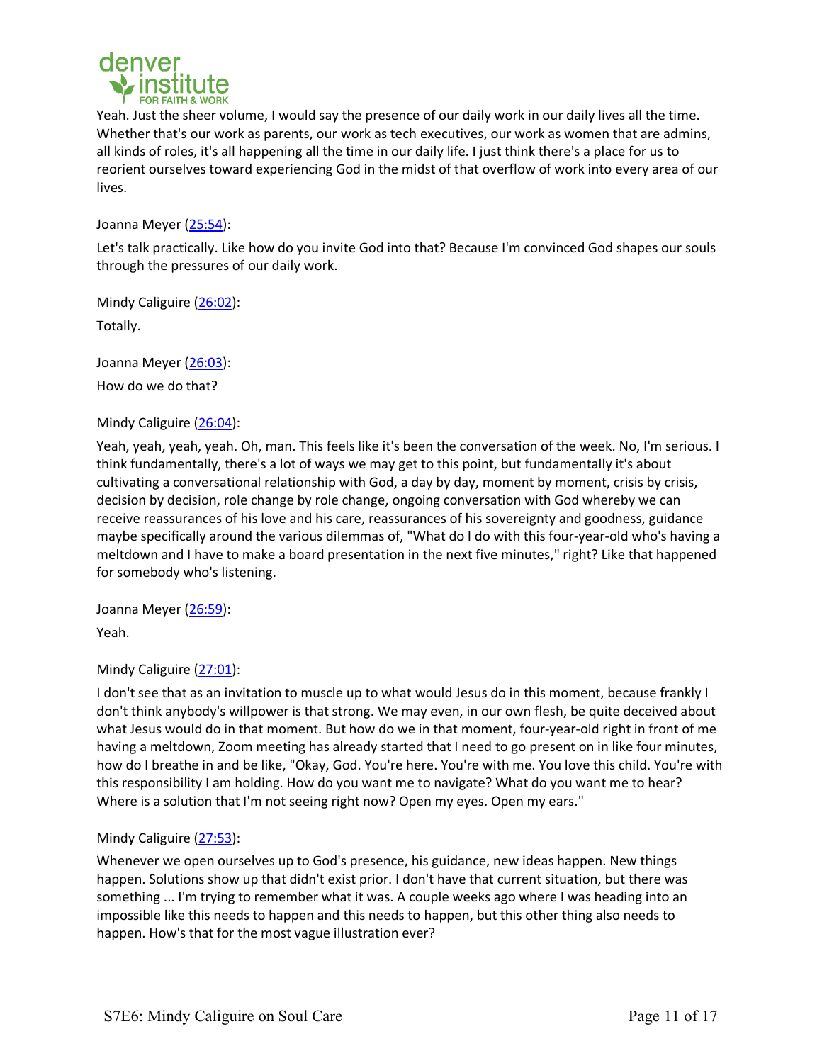Yeah. Just the sheer volume, I would say the presence of our daily work in our daily lives all the time. Whether that's our work as parents, our work as tech executives, our work as women that are admins, all kinds of roles, it's all happening all the time in our daily life. I just think there's a place for us to reorient ourselves toward experiencing God in the midst of that overflow of work into every area of our lives.

Joanna Meyer (25:54):

Let's talk practically. Like how do you invite God into that? Because I'm convinced God shapes our souls through the pressures of our daily work.

Mindy Caliguire (26:02):

Totally.

Joanna Meyer (26:03):

How do we do that?

Mindy Caliguire (26:04):

Yeah, yeah, yeah, yeah. Oh, man. This feels like it's been the conversation of the week. No, I'm serious. I think fundamentally, there's a lot of ways we may get to this point, but fundamentally it's about cultivating a conversational relationship with God, a day by day, moment by moment, crisis by crisis, decision by decision, role change by role change, ongoing conversation with God whereby we can receive reassurances of his love and his care, reassurances of his sovereignty and goodness, guidance maybe specifically around the various dilemmas of, "What do I do with this four-year-old who's having a meltdown and I have to make a board presentation in the next five minutes," right? Like that happened for somebody who's listening.

Joanna Meyer (26:59):

Yeah.

Mindy Caliguire (27:01):

I don't see that as an invitation to muscle up to what would Jesus do in this moment, because frankly I don't think anybody's willpower is that strong. We may even, in our own flesh, be quite deceived about what Jesus would do in that moment. But how do we in that moment, four-year-old right in front of me having a meltdown, Zoom meeting has already started that I need to go present on in like four minutes, how do I breathe in and be like, "Okay, God. You're here. You're with me. You love this child. You're with this responsibility I am holding. How do you want me to navigate? What do you want me to hear? Where is a solution that I'm not seeing right now? Open my eyes. Open my ears."

Mindy Caliguire (27:53):

Whenever we open ourselves up to God's presence, his guidance, new ideas happen. New things happen. Solutions show up that didn't exist prior. I don't have that current situation, but there was something ... I'm trying to remember what it was. A couple weeks ago where I was heading into an impossible like this needs to happen and this needs to happen, but this other thing also needs to happen. How's that for the most vague illustration ever?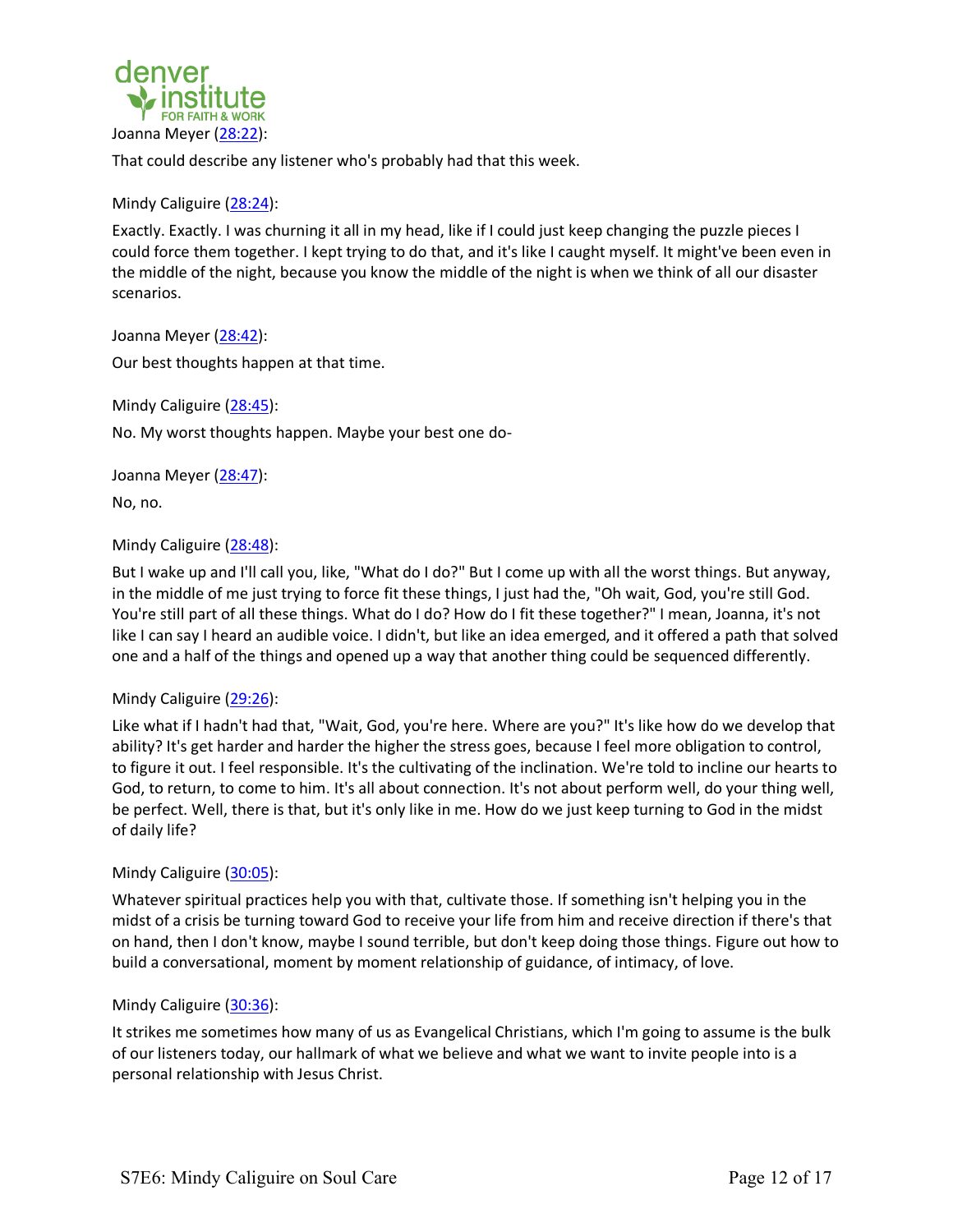Joanna Meyer ([28:22](#)):

That could describe any listener who's probably had that this week.

Mindy Caliguire ([28:24](#)):

Exactly. Exactly. I was churning it all in my head, like if I could just keep changing the puzzle pieces I could force them together. I kept trying to do that, and it's like I caught myself. It might've been even in the middle of the night, because you know the middle of the night is when we think of all our disaster scenarios.

Joanna Meyer ([28:42](#)):

Our best thoughts happen at that time.

Mindy Caliguire ([28:45](#)):

No. My worst thoughts happen. Maybe your best one do-

Joanna Meyer ([28:47](#)):

No, no.

Mindy Caliguire ([28:48](#)):

But I wake up and I'll call you, like, "What do I do?" But I come up with all the worst things. But anyway, in the middle of me just trying to force fit these things, I just had the, "Oh wait, God, you're still God. You're still part of all these things. What do I do? How do I fit these together?" I mean, Joanna, it's not like I can say I heard an audible voice. I didn't, but like an idea emerged, and it offered a path that solved one and a half of the things and opened up a way that another thing could be sequenced differently.

Mindy Caliguire ([29:26](#)):

Like what if I hadn't had that, "Wait, God, you're here. Where are you?" It's like how do we develop that ability? It's get harder and harder the higher the stress goes, because I feel more obligation to control, to figure it out. I feel responsible. It's the cultivating of the inclination. We're told to incline our hearts to God, to return, to come to him. It's all about connection. It's not about perform well, do your thing well, be perfect. Well, there is that, but it's only like in me. How do we just keep turning to God in the midst of daily life?

Mindy Caliguire ([30:05](#)):

Whatever spiritual practices help you with that, cultivate those. If something isn't helping you in the midst of a crisis be turning toward God to receive your life from him and receive direction if there's that on hand, then I don't know, maybe I sound terrible, but don't keep doing those things. Figure out how to build a conversational, moment by moment relationship of guidance, of intimacy, of love.

Mindy Caliguire ([30:36](#)):

It strikes me sometimes how many of us as Evangelical Christians, which I'm going to assume is the bulk of our listeners today, our hallmark of what we believe and what we want to invite people into is a personal relationship with Jesus Christ.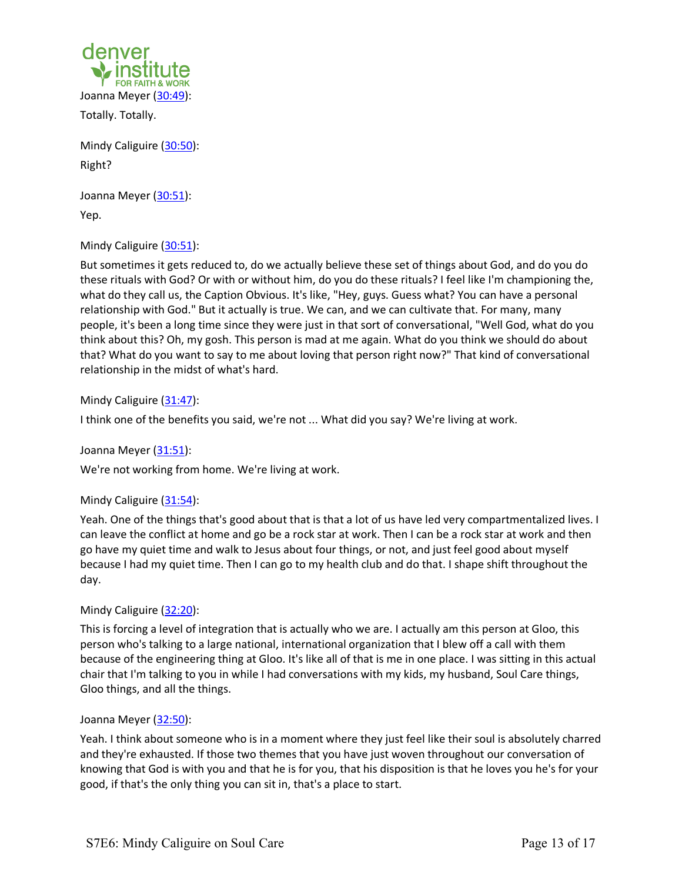Joanna Meyer (30:49):

Totally. Totally.

Mindy Caliguire (30:50):

Right?

Joanna Meyer (30:51):

Yep.

Mindy Caliguire (30:51):

But sometimes it gets reduced to, do we actually believe these set of things about God, and do you do these rituals with God? Or with or without him, do you do these rituals? I feel like I'm championing the, what do they call us, the Caption Obvious. It's like, "Hey, guys. Guess what? You can have a personal relationship with God." But it actually is true. We can, and we can cultivate that. For many, many people, it's been a long time since they were just in that sort of conversational, "Well God, what do you think about this? Oh, my gosh. This person is mad at me again. What do you think we should do about that? What do you want to say to me about loving that person right now?" That kind of conversational relationship in the midst of what's hard.

Mindy Caliguire (31:47):

I think one of the benefits you said, we're not ... What did you say? We're living at work.

Joanna Meyer (31:51):

We're not working from home. We're living at work.

Mindy Caliguire (31:54):

Yeah. One of the things that's good about that is that a lot of us have led very compartmentalized lives. I can leave the conflict at home and go be a rock star at work. Then I can be a rock star at work and then go have my quiet time and walk to Jesus about four things, or not, and just feel good about myself because I had my quiet time. Then I can go to my health club and do that. I shape shift throughout the day.

Mindy Caliguire (32:20):

This is forcing a level of integration that is actually who we are. I actually am this person at Gloo, this person who's talking to a large national, international organization that I blew off a call with them because of the engineering thing at Gloo. It's like all of that is me in one place. I was sitting in this actual chair that I'm talking to you in while I had conversations with my kids, my husband, Soul Care things, Gloo things, and all the things.

Joanna Meyer (32:50):

Yeah. I think about someone who is in a moment where they just feel like their soul is absolutely charred and they're exhausted. If those two themes that you have just woven throughout our conversation of knowing that God is with you and that he is for you, that his disposition is that he loves you he's for your good, if that's the only thing you can sit in, that's a place to start.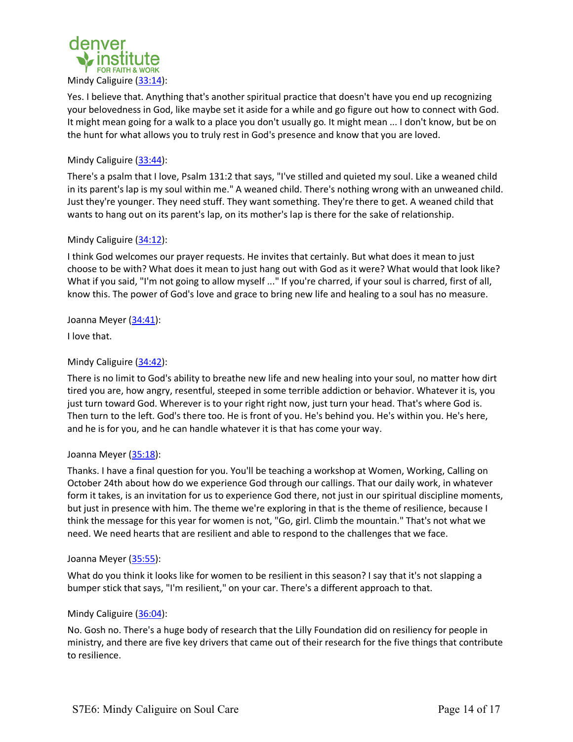Mindy Caliguire (33:14):

Yes. I believe that. Anything that's another spiritual practice that doesn't have you end up recognizing your belovedness in God, like maybe set it aside for a while and go figure out how to connect with God. It might mean going for a walk to a place you don't usually go. It might mean ... I don't know, but be on the hunt for what allows you to truly rest in God's presence and know that you are loved.

Mindy Caliguire (33:44):

There's a psalm that I love, Psalm 131:2 that says, "I've stilled and quieted my soul. Like a weaned child in its parent's lap is my soul within me." A weaned child. There's nothing wrong with an unweaned child. Just they're younger. They need stuff. They want something. They're there to get. A weaned child that wants to hang out on its parent's lap, on its mother's lap is there for the sake of relationship.

Mindy Caliguire (34:12):

I think God welcomes our prayer requests. He invites that certainly. But what does it mean to just choose to be with? What does it mean to just hang out with God as it were? What would that look like? What if you said, "I'm not going to allow myself ..." If you're charred, if your soul is charred, first of all, know this. The power of God's love and grace to bring new life and healing to a soul has no measure.

Joanna Meyer (34:41):

I love that.

Mindy Caliguire (34:42):

There is no limit to God's ability to breathe new life and new healing into your soul, no matter how dirt tired you are, how angry, resentful, steeped in some terrible addiction or behavior. Whatever it is, you just turn toward God. Wherever is to your right right now, just turn your head. That's where God is. Then turn to the left. God's there too. He is front of you. He's behind you. He's within you. He's here, and he is for you, and he can handle whatever it is that has come your way.

Joanna Meyer (35:18):

Thanks. I have a final question for you. You'll be teaching a workshop at Women, Working, Calling on October 24th about how do we experience God through our callings. That our daily work, in whatever form it takes, is an invitation for us to experience God there, not just in our spiritual discipline moments, but just in presence with him. The theme we're exploring in that is the theme of resilience, because I think the message for this year for women is not, "Go, girl. Climb the mountain." That's not what we need. We need hearts that are resilient and able to respond to the challenges that we face.

Joanna Meyer (35:55):

What do you think it looks like for women to be resilient in this season? I say that it's not slapping a bumper stick that says, "I'm resilient," on your car. There's a different approach to that.

Mindy Caliguire (36:04):

No. Gosh no. There's a huge body of research that the Lilly Foundation did on resiliency for people in ministry, and there are five key drivers that came out of their research for the five things that contribute to resilience.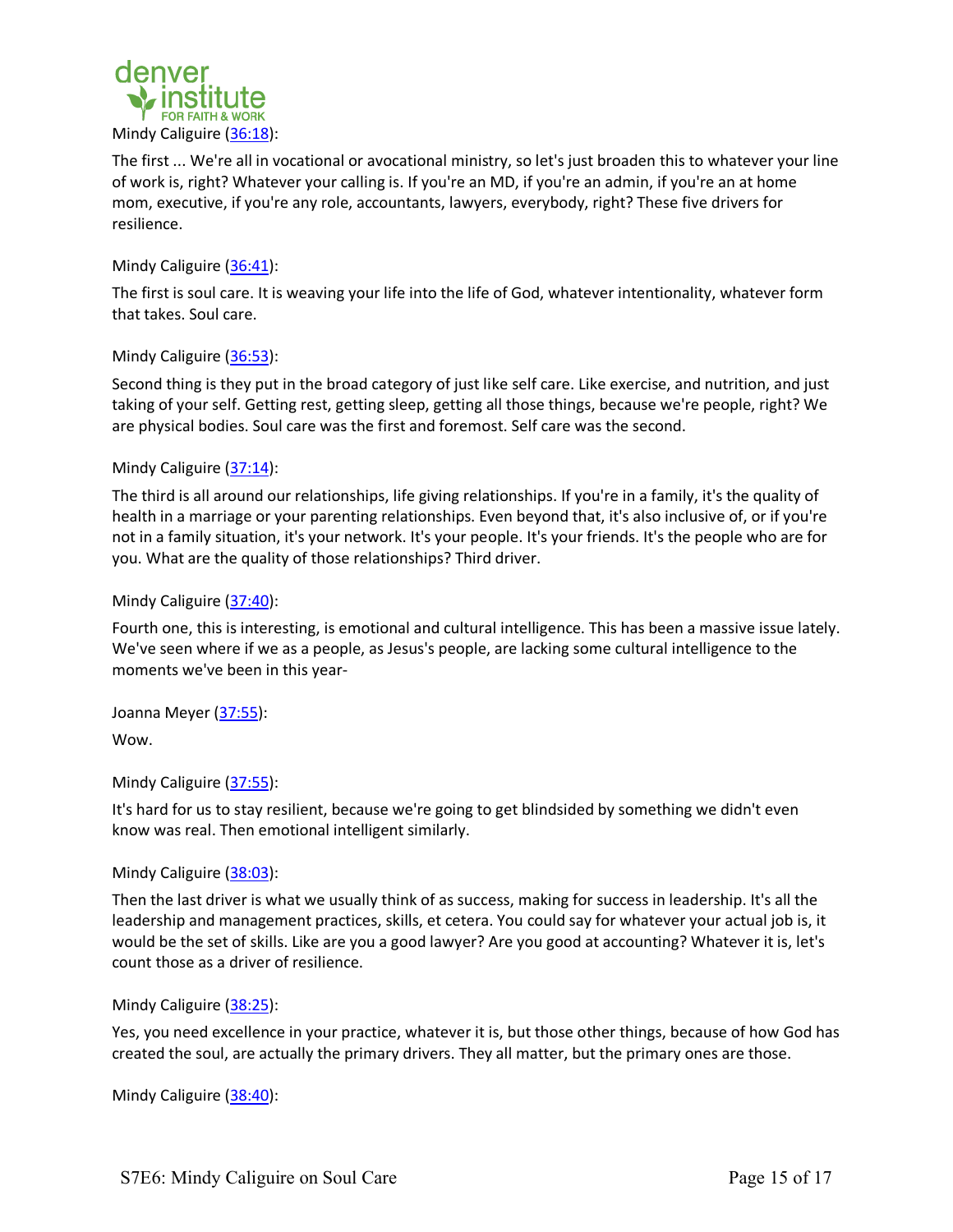Mindy Caliguire (36:18):

The first ... We're all in vocational or avocational ministry, so let's just broaden this to whatever your line of work is, right? Whatever your calling is. If you're an MD, if you're an admin, if you're an at home mom, executive, if you're any role, accountants, lawyers, everybody, right? These five drivers for resilience.

Mindy Caliguire (36:41):

The first is soul care. It is weaving your life into the life of God, whatever intentionality, whatever form that takes. Soul care.

Mindy Caliguire (36:53):

Second thing is they put in the broad category of just like self care. Like exercise, and nutrition, and just taking of your self. Getting rest, getting sleep, getting all those things, because we're people, right? We are physical bodies. Soul care was the first and foremost. Self care was the second.

Mindy Caliguire (37:14):

The third is all around our relationships, life giving relationships. If you're in a family, it's the quality of health in a marriage or your parenting relationships. Even beyond that, it's also inclusive of, or if you're not in a family situation, it's your network. It's your people. It's your friends. It's the people who are for you. What are the quality of those relationships? Third driver.

Mindy Caliguire (37:40):

Fourth one, this is interesting, is emotional and cultural intelligence. This has been a massive issue lately. We've seen where if we as a people, as Jesus's people, are lacking some cultural intelligence to the moments we've been in this year-

Joanna Meyer (37:55):

Wow.

Mindy Caliguire (37:55):

It's hard for us to stay resilient, because we're going to get blindsided by something we didn't even know was real. Then emotional intelligent similarly.

Mindy Caliguire (38:03):

Then the last driver is what we usually think of as success, making for success in leadership. It's all the leadership and management practices, skills, et cetera. You could say for whatever your actual job is, it would be the set of skills. Like are you a good lawyer? Are you good at accounting? Whatever it is, let's count those as a driver of resilience.

Mindy Caliguire (38:25):

Yes, you need excellence in your practice, whatever it is, but those other things, because of how God has created the soul, are actually the primary drivers. They all matter, but the primary ones are those.

Mindy Caliguire (38:40):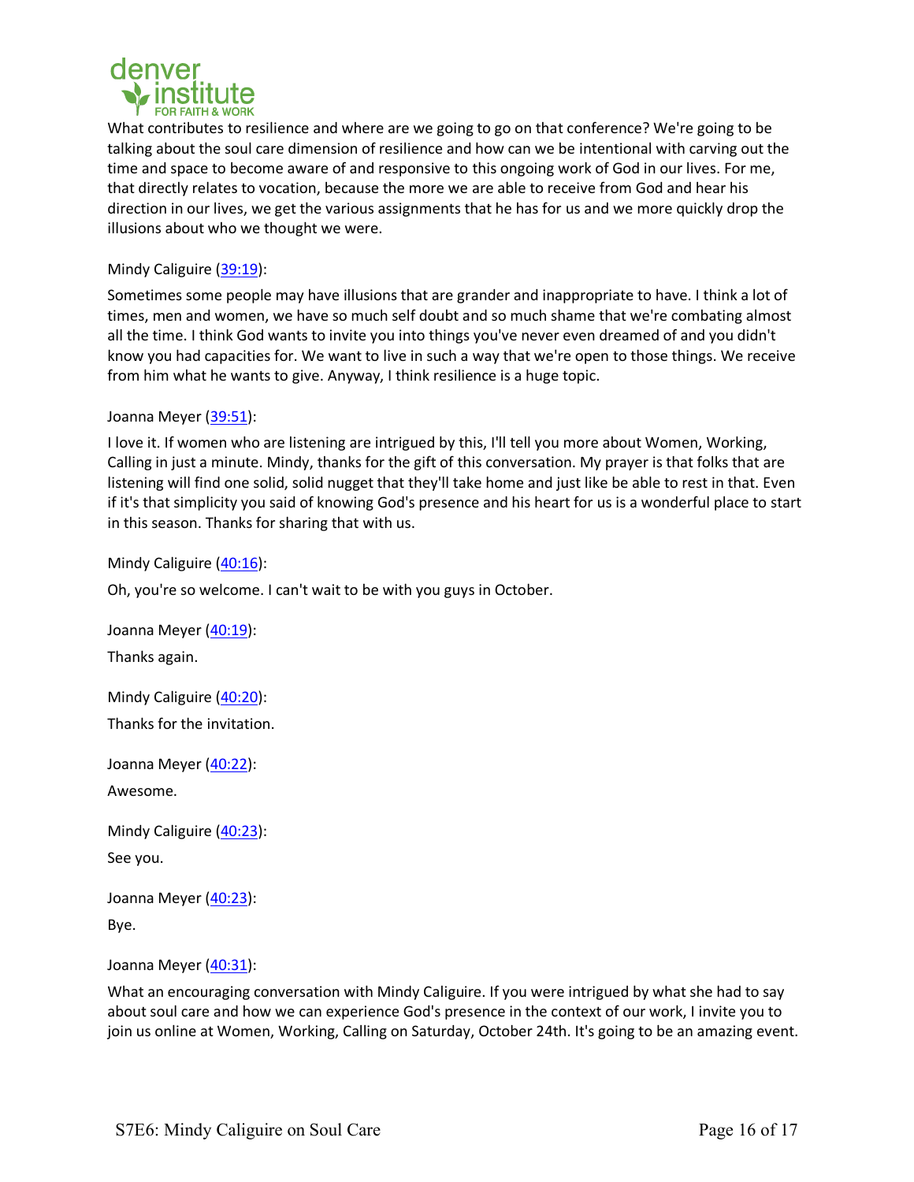What contributes to resilience and where are we going to go on that conference? We're going to be talking about the soul care dimension of resilience and how can we be intentional with carving out the time and space to become aware of and responsive to this ongoing work of God in our lives. For me, that directly relates to vocation, because the more we are able to receive from God and hear his direction in our lives, we get the various assignments that he has for us and we more quickly drop the illusions about who we thought we were.

Mindy Caliguire (39:19):

Sometimes some people may have illusions that are grander and inappropriate to have. I think a lot of times, men and women, we have so much self doubt and so much shame that we're combating almost all the time. I think God wants to invite you into things you've never even dreamed of and you didn't know you had capacities for. We want to live in such a way that we're open to those things. We receive from him what he wants to give. Anyway, I think resilience is a huge topic.

Joanna Meyer (39:51):

I love it. If women who are listening are intrigued by this, I'll tell you more about Women, Working, Calling in just a minute. Mindy, thanks for the gift of this conversation. My prayer is that folks that are listening will find one solid, solid nugget that they'll take home and just like be able to rest in that. Even if it's that simplicity you said of knowing God's presence and his heart for us is a wonderful place to start in this season. Thanks for sharing that with us.

Mindy Caliguire (40:16):

Oh, you're so welcome. I can't wait to be with you guys in October.

Joanna Meyer (40:19):

Thanks again.

Mindy Caliguire (40:20):

Thanks for the invitation.

Joanna Meyer (40:22):

Awesome.

Mindy Caliguire (40:23):

See you.

Joanna Meyer (40:23):

Bye.

Joanna Meyer (40:31):

What an encouraging conversation with Mindy Caliguire. If you were intrigued by what she had to say about soul care and how we can experience God's presence in the context of our work, I invite you to join us online at Women, Working, Calling on Saturday, October 24th. It's going to be an amazing event.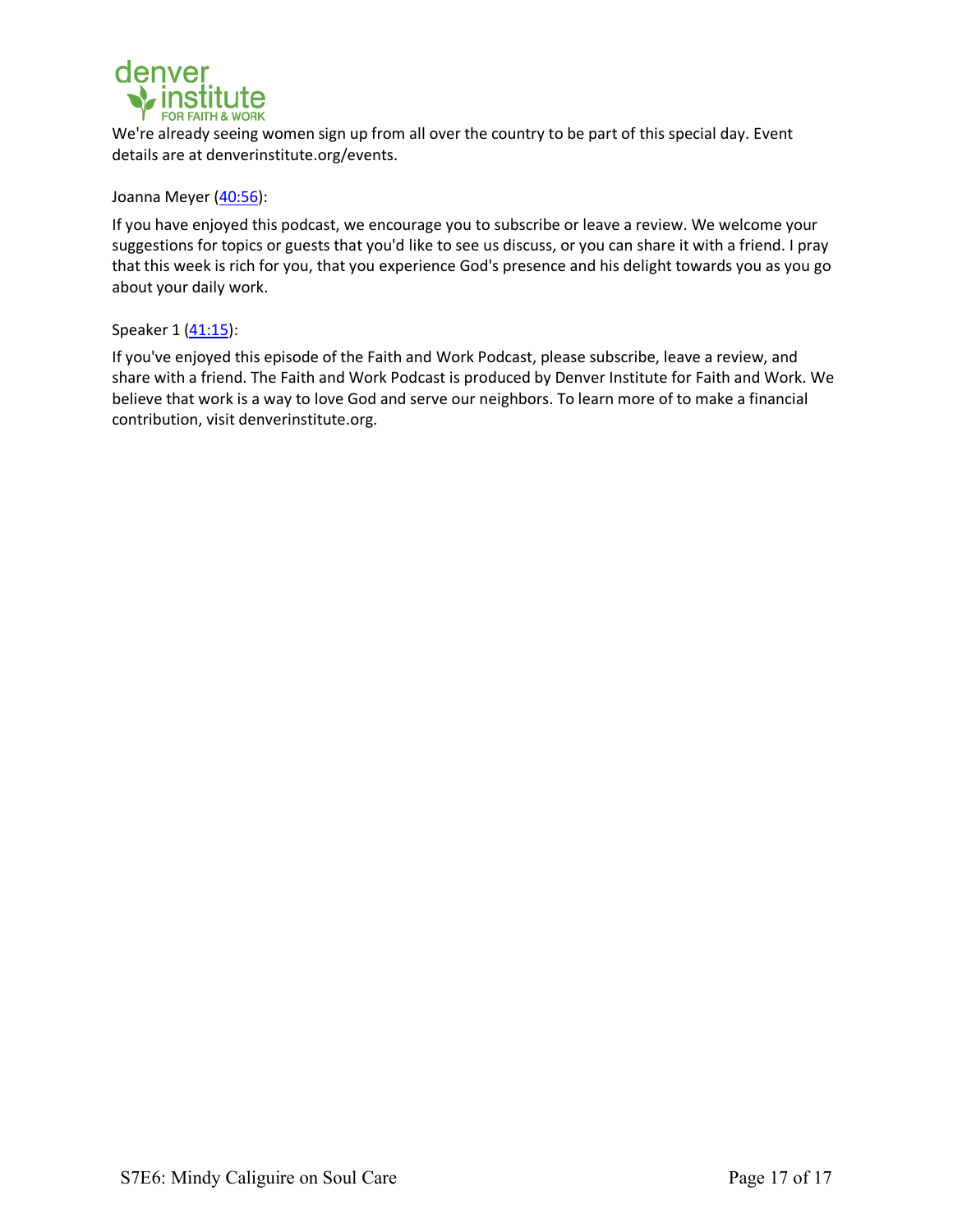We're already seeing women sign up from all over the country to be part of this special day. Event details are at denverinstitute.org/events.

Joanna Meyer (40:56):

If you have enjoyed this podcast, we encourage you to subscribe or leave a review. We welcome your suggestions for topics or guests that you'd like to see us discuss, or you can share it with a friend. I pray that this week is rich for you, that you experience God's presence and his delight towards you as you go about your daily work.

Speaker 1 (41:15):

If you've enjoyed this episode of the Faith and Work Podcast, please subscribe, leave a review, and share with a friend. The Faith and Work Podcast is produced by Denver Institute for Faith and Work. We believe that work is a way to love God and serve our neighbors. To learn more of to make a financial contribution, visit denverinstitute.org.